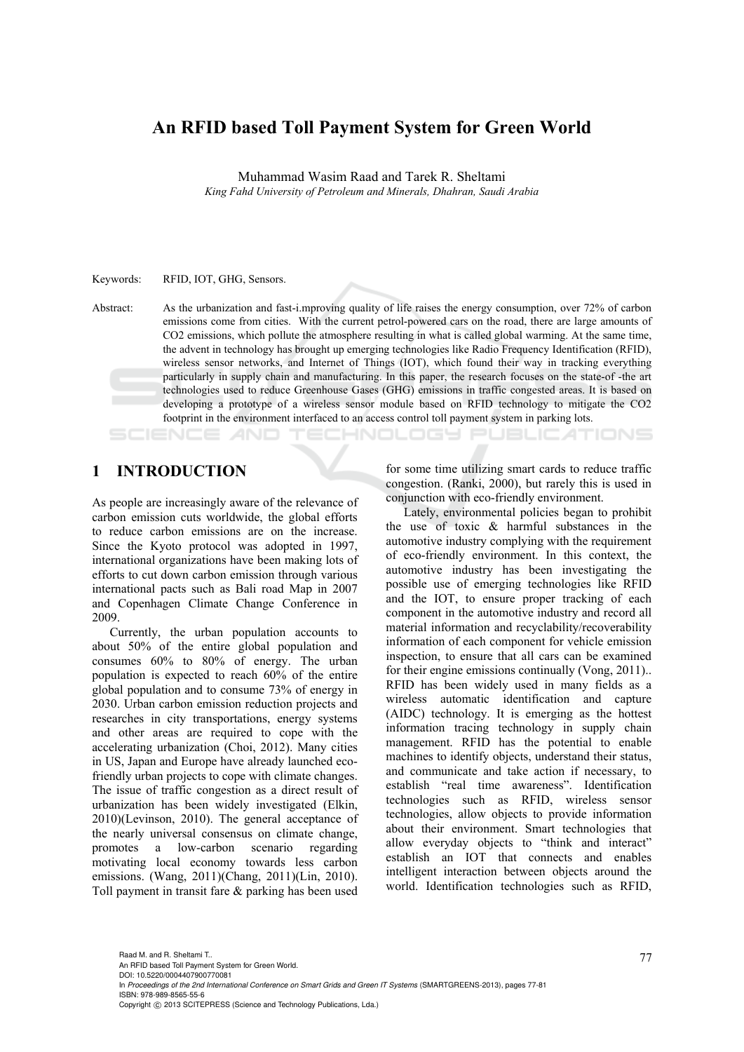# An RFID based Toll Payment System for Green World

Muhammad Wasim Raad and Tarek R. Sheltami

*King Fahd University of Petroleum and Minerals, Dhahran, Saudi Arabia*

Keywords: RFID, IOT, GHG, Sensors.

Abstract: As the urbanization and fast-i.mproving quality of life raises the energy consumption, over 72% of carbon emissions come from cities. With the current petrol-powered cars on the road, there are large amounts of CO2 emissions, which pollute the atmosphere resulting in what is called global warming. At the same time, the advent in technology has brought up emerging technologies like Radio Frequency Identification (RFID), wireless sensor networks, and Internet of Things (IOT), which found their way in tracking everything particularly in supply chain and manufacturing. In this paper, the research focuses on the state-of -the art technologies used to reduce Greenhouse Gases (GHG) emissions in traffic congested areas. It is based on developing a prototype of a wireless sensor module based on RFID technology to mitigate the CO2 footprint in the environment interfaced to an access control toll payment system in parking lots.

## 1 INTRODUCTION

As people are increasingly aware of the relevance of carbon emission cuts worldwide, the global efforts to reduce carbon emissions are on the increase. Since the Kyoto protocol was adopted in 1997, international organizations have been making lots of efforts to cut down carbon emission through various international pacts such as Bali road Map in 2007 and Copenhagen Climate Change Conference in 2009.

Currently, the urban population accounts to about 50% of the entire global population and consumes 60% to 80% of energy. The urban population is expected to reach 60% of the entire global population and to consume 73% of energy in 2030. Urban carbon emission reduction projects and researches in city transportations, energy systems and other areas are required to cope with the accelerating urbanization (Choi, 2012). Many cities in US, Japan and Europe have already launched eco-friendly urban projects to cope with climate changes. The issue of traffic congestion as a direct result of urbanization has been widely investigated (Elkin, 2010)(Levinson, 2010). The general acceptance of the nearly universal consensus on climate change, promotes a low-carbon scenario regarding motivating local economy towards less carbon emissions. (Wang, 2011)(Chang, 2011)(Lin, 2010). Toll payment in transit fare & parking has been used for some time utilizing smart cards to reduce traffic congestion. (Ranki, 2000), but rarely this is used in conjunction with eco-friendly environment.

Lately, environmental policies began to prohibit the use of toxic & harmful substances in the automotive industry complying with the requirement of eco-friendly environment. In this context, the automotive industry has been investigating the possible use of emerging technologies like RFID and the IOT, to ensure proper tracking of each component in the automotive industry and record all material information and recyclability/recoverability information of each component for vehicle emission inspection, to ensure that all cars can be examined for their engine emissions continually (Vong, 2011).. RFID has been widely used in many fields as a wireless automatic identification and capture (AIDC) technology. It is emerging as the hottest information tracing technology in supply chain management. RFID has the potential to enable machines to identify objects, understand their status, and communicate and take action if necessary, to establish "real time awareness". Identification technologies such as RFID, wireless sensor technologies, allow objects to provide information about their environment. Smart technologies that allow everyday objects to "think and interact" establish an IOT that connects and enables intelligent interaction between objects around the world. Identification technologies such as RFID,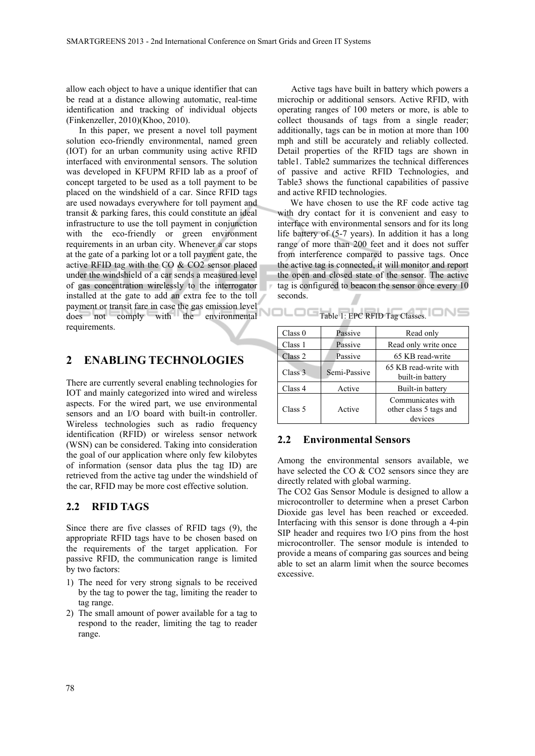allow each object to have a unique identifier that can be read at a distance allowing automatic, real-time identification and tracking of individual objects (Finkenzeller, 2010)(Khoo, 2010).

In this paper, we present a novel toll payment solution eco-friendly environmental, named green (IOT) for an urban community using active RFID interfaced with environmental sensors. The solution was developed in KFUPM RFID lab as a proof of concept targeted to be used as a toll payment to be placed on the windshield of a car. Since RFID tags are used nowadays everywhere for toll payment and transit & parking fares, this could constitute an ideal infrastructure to use the toll payment in conjunction with the eco-friendly or green environment requirements in an urban city. Whenever a car stops at the gate of a parking lot or a toll payment gate, the active RFID tag with the CO & $CO_2$ sensor placed under the windshield of a car sends a measured level of gas concentration wirelessly to the interrogator installed at the gate to add an extra fee to the toll payment or transit fare in case the gas emission level does not comply with the environmental requirements.

## 2 ENABLING TECHNOLOGIES

There are currently several enabling technologies for IOT and mainly categorized into wired and wireless aspects. For the wired part, we use environmental sensors and an I/O board with built-in controller. Wireless technologies such as radio frequency identification (RFID) or wireless sensor network (WSN) can be considered. Taking into consideration the goal of our application where only few kilobytes of information (sensor data plus the tag ID) are retrieved from the active tag under the windshield of the car, RFID may be more cost effective solution.

### 2.2 RFID TAGS

Since there are five classes of RFID tags (9), the appropriate RFID tags have to be chosen based on the requirements of the target application. For passive RFID, the communication range is limited by two factors:

1) The need for very strong signals to be received by the tag to power the tag, limiting the reader to tag range.
2) The small amount of power available for a tag to respond to the reader, limiting the tag to reader range.

Active tags have built in battery which powers a microchip or additional sensors. Active RFID, with operating ranges of 100 meters or more, is able to collect thousands of tags from a single reader; additionally, tags can be in motion at more than 100 mph and still be accurately and reliably collected. Detail properties of the RFID tags are shown in table1. Table2 summarizes the technical differences of passive and active RFID Technologies, and Table3 shows the functional capabilities of passive and active RFID technologies.

We have chosen to use the RF code active tag with dry contact for it is convenient and easy to interface with environmental sensors and for its long life battery of (5-7 years). In addition it has a long range of more than 200 feet and it does not suffer from interference compared to passive tags. Once the active tag is connected, it will monitor and report the open and closed state of the sensor. The active tag is configured to beacon the sensor once every 10 seconds.

Table 1: EPC RFID Tag Classes.

| Class 0 | Passive | Read only |
|---|---|---|
| Class 1 | Passive | Read only write once |
| Class 2 | Passive | 65 KB read-write |
| Class 3 | Semi-Passive | 65 KB read-write with built-in battery |
| Class 4 | Active | Built-in battery |
| Class 5 | Active | Communicates with other class 5 tags and devices |

### 2.2 Environmental Sensors

Among the environmental sensors available, we have selected the CO & $CO_2$ sensors since they are directly related with global warming.

The $CO_2$ Gas Sensor Module is designed to allow a microcontroller to determine when a preset Carbon Dioxide gas level has been reached or exceeded. Interfacing with this sensor is done through a 4-pin SIP header and requires two I/O pins from the host microcontroller. The sensor module is intended to provide a means of comparing gas sources and being able to set an alarm limit when the source becomes excessive.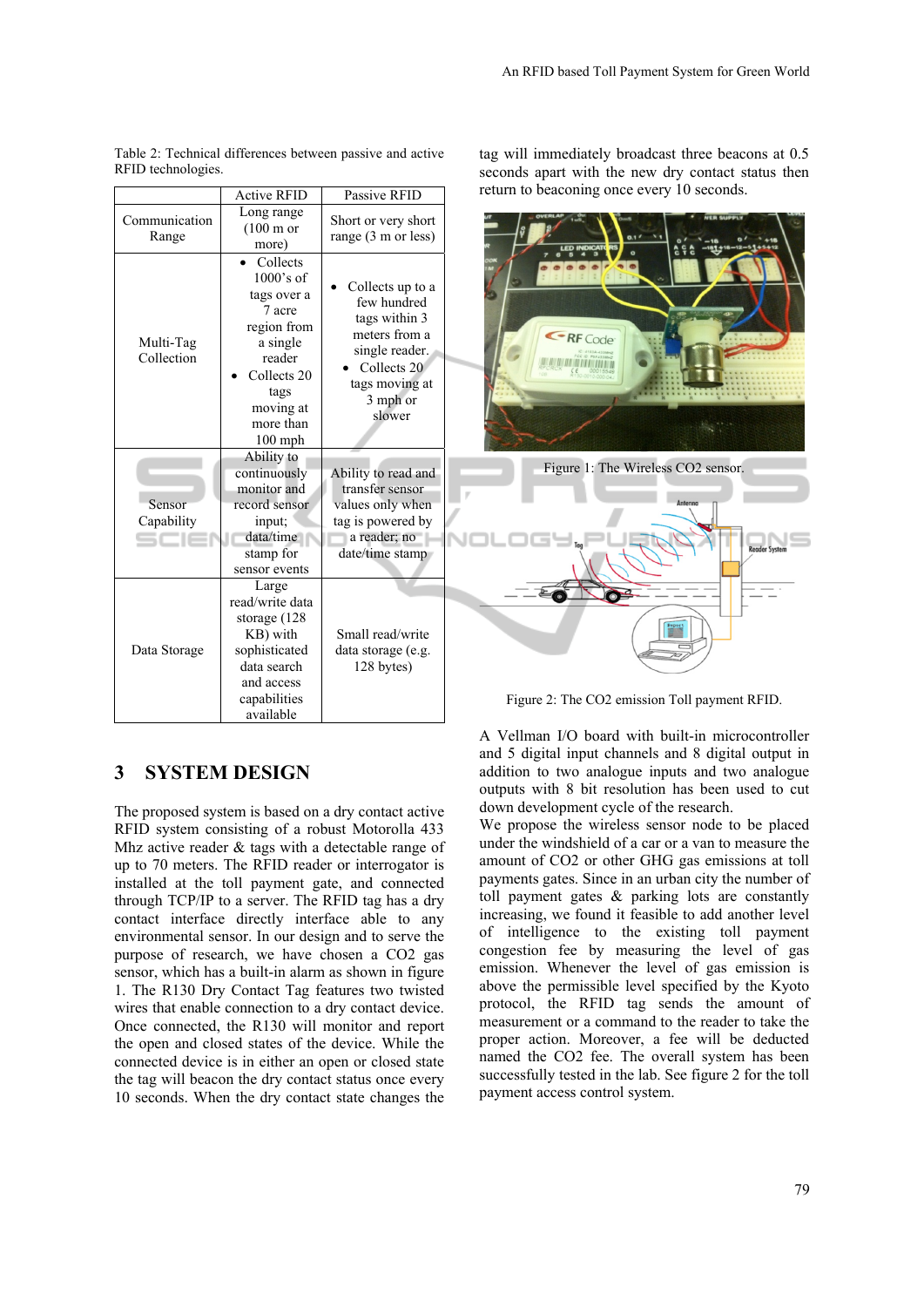Table 2: Technical differences between passive and active RFID technologies.

| | Active RFID | Passive RFID |
|---|---|---|
| Communication Range | Long range (100 m or more) | Short or very short range (3 m or less) |
| Multi-Tag Collection | • Collects 1000's of tags over a 7 acre region from a single reader<br>• Collects 20 tags moving at more than 100 mph | • Collects up to a few hundred tags within 3 meters from a single reader.<br>• Collects 20 tags moving at 3 mph or slower |
| Sensor Capability | Ability to continuously monitor and record sensor input; data/time stamp for sensor events | Ability to read and transfer sensor values only when tag is powered by a reader; no date/time stamp |
| Data Storage | Large read/write data storage (128 KB) with sophisticated data search and access capabilities available | Small read/write data storage (e.g. 128 bytes) |

## 3 SYSTEM DESIGN

The proposed system is based on a dry contact active RFID system consisting of a robust Motorolla 433 Mhz active reader & tags with a detectable range of up to 70 meters. The RFID reader or interrogator is installed at the toll payment gate, and connected through TCP/IP to a server. The RFID tag has a dry contact interface directly interface able to any environmental sensor. In our design and to serve the purpose of research, we have chosen a $CO_2$ gas sensor, which has a built-in alarm as shown in figure 1. The R130 Dry Contact Tag features two twisted wires that enable connection to a dry contact device. Once connected, the R130 will monitor and report the open and closed states of the device. While the connected device is in either an open or closed state the tag will beacon the dry contact status once every 10 seconds. When the dry contact state changes the tag will immediately broadcast three beacons at 0.5 seconds apart with the new dry contact status then return to beaconing once every 10 seconds.

Figure 1: The Wireless CO2 sensor.

Figure 2: The CO2 emission Toll payment RFID.

A Vellman I/O board with built-in microcontroller and 5 digital input channels and 8 digital output in addition to two analogue inputs and two analogue outputs with 8 bit resolution has been used to cut down development cycle of the research.

We propose the wireless sensor node to be placed under the windshield of a car or a van to measure the amount of $CO_2$ or other GHG gas emissions at toll payments gates. Since in an urban city the number of toll payment gates & parking lots are constantly increasing, we found it feasible to add another level of intelligence to the existing toll payment congestion fee by measuring the level of gas emission. Whenever the level of gas emission is above the permissible level specified by the Kyoto protocol, the RFID tag sends the amount of measurement or a command to the reader to take the proper action. Moreover, a fee will be deducted named the $CO_2$ fee. The overall system has been successfully tested in the lab. See figure 2 for the toll payment access control system.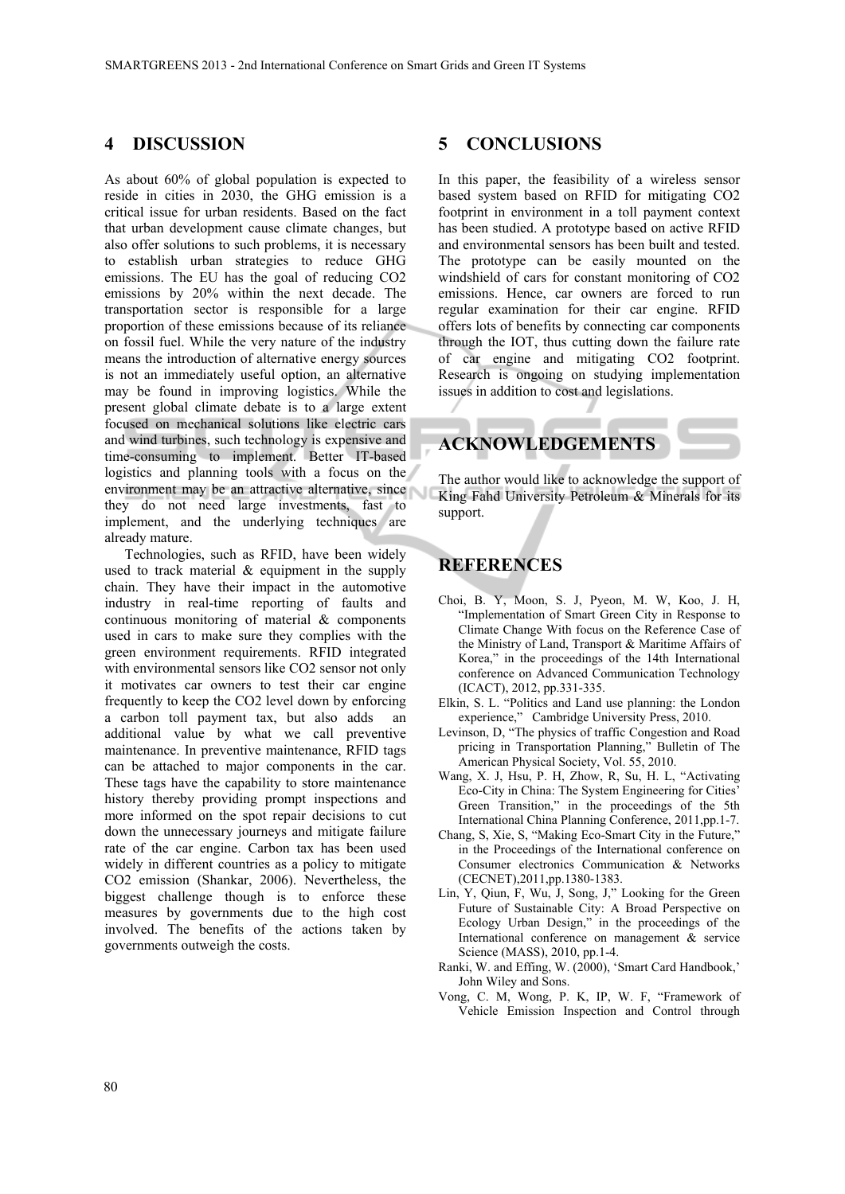## 4 DISCUSSION

As about 60% of global population is expected to reside in cities in 2030, the GHG emission is a critical issue for urban residents. Based on the fact that urban development cause climate changes, but also offer solutions to such problems, it is necessary to establish urban strategies to reduce GHG emissions. The EU has the goal of reducing $CO_2$ emissions by 20% within the next decade. The transportation sector is responsible for a large proportion of these emissions because of its reliance on fossil fuel. While the very nature of the industry means the introduction of alternative energy sources is not an immediately useful option, an alternative may be found in improving logistics. While the present global climate debate is to a large extent focused on mechanical solutions like electric cars and wind turbines, such technology is expensive and time-consuming to implement. Better IT-based logistics and planning tools with a focus on the environment may be an attractive alternative, since they do not need large investments, fast to implement, and the underlying techniques are already mature.

Technologies, such as RFID, have been widely used to track material & equipment in the supply chain. They have their impact in the automotive industry in real-time reporting of faults and continuous monitoring of material & components used in cars to make sure they complies with the green environment requirements. RFID integrated with environmental sensors like $CO_2$ sensor not only it motivates car owners to test their car engine frequently to keep the $CO_2$ level down by enforcing a carbon toll payment tax, but also adds an additional value by what we call preventive maintenance. In preventive maintenance, RFID tags can be attached to major components in the car. These tags have the capability to store maintenance history thereby providing prompt inspections and more informed on the spot repair decisions to cut down the unnecessary journeys and mitigate failure rate of the car engine. Carbon tax has been used widely in different countries as a policy to mitigate $CO_2$ emission (Shankar, 2006). Nevertheless, the biggest challenge though is to enforce these measures by governments due to the high cost involved. The benefits of the actions taken by governments outweigh the costs.

## 5 CONCLUSIONS

In this paper, the feasibility of a wireless sensor based system based on RFID for mitigating $CO_2$ footprint in environment in a toll payment context has been studied. A prototype based on active RFID and environmental sensors has been built and tested. The prototype can be easily mounted on the windshield of cars for constant monitoring of $CO_2$ emissions. Hence, car owners are forced to run regular examination for their car engine. RFID offers lots of benefits by connecting car components through the IOT, thus cutting down the failure rate of car engine and mitigating $CO_2$ footprint. Research is ongoing on studying implementation issues in addition to cost and legislations.

## ACKNOWLEDGEMENTS

The author would like to acknowledge the support of King Fahd University Petroleum & Minerals for its support.

## REFERENCES

Choi, B. Y, Moon, S. J, Pyeon, M. W, Koo, J. H, "Implementation of Smart Green City in Response to Climate Change With focus on the Reference Case of the Ministry of Land, Transport & Maritime Affairs of Korea," in the proceedings of the 14th International conference on Advanced Communication Technology (ICACT), 2012, pp.331-335.

Elkin, S. L. "Politics and Land use planning: the London experience," Cambridge University Press, 2010.

Levinson, D, "The physics of traffic Congestion and Road pricing in Transportation Planning," Bulletin of The American Physical Society, Vol. 55, 2010.

Wang, X. J, Hsu, P. H, Zhow, R, Su, H. L, "Activating Eco-City in China: The System Engineering for Cities' Green Transition," in the proceedings of the 5th International China Planning Conference, 2011,pp.1-7.

Chang, S, Xie, S, "Making Eco-Smart City in the Future," in the Proceedings of the International conference on Consumer electronics Communication & Networks (CECNET),2011,pp.1380-1383.

Lin, Y, Qiun, F, Wu, J, Song, J," Looking for the Green Future of Sustainable City: A Broad Perspective on Ecology Urban Design," in the proceedings of the International conference on management & service Science (MASS), 2010, pp.1-4.

Ranki, W. and Effing, W. (2000), 'Smart Card Handbook,' John Wiley and Sons.

Vong, C. M, Wong, P. K, IP, W. F, "Framework of Vehicle Emission Inspection and Control through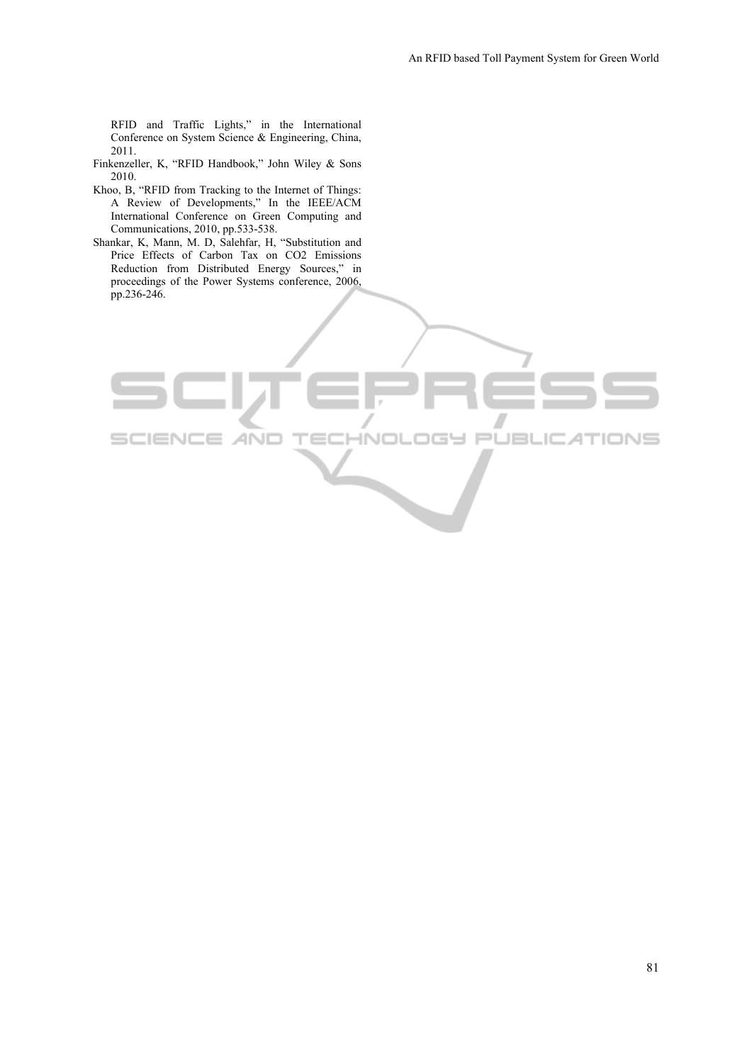RFID and Traffic Lights," in the International Conference on System Science & Engineering, China, 2011.

Finkenzeller, K, "RFID Handbook," John Wiley & Sons 2010.

Khoo, B, "RFID from Tracking to the Internet of Things: A Review of Developments," In the IEEE/ACM International Conference on Green Computing and Communications, 2010, pp.533-538.

Shankar, K, Mann, M. D, Salehfar, H, "Substitution and Price Effects of Carbon Tax on CO2 Emissions Reduction from Distributed Energy Sources," in proceedings of the Power Systems conference, 2006, pp.236-246.